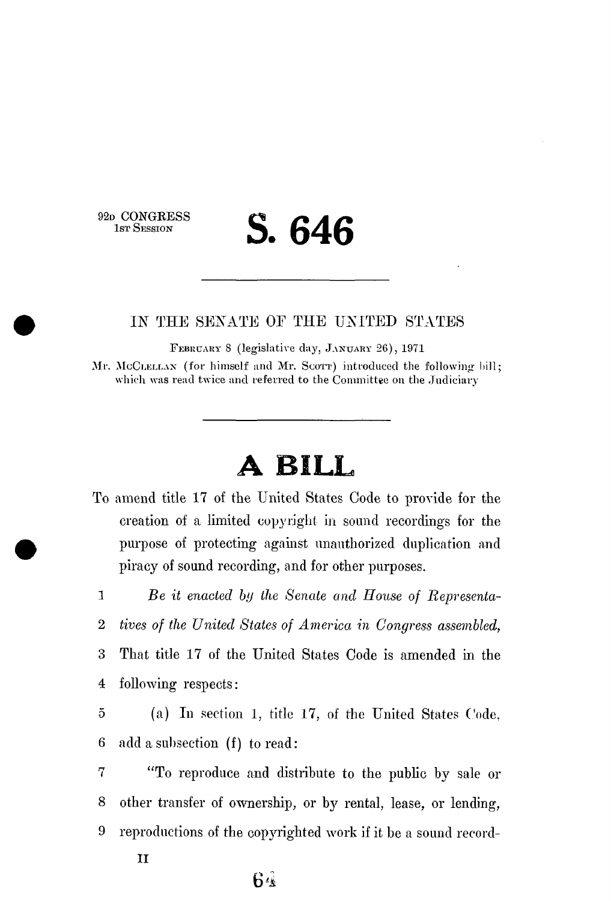92D CONGRESS
1ST SESSION

# S. 646

---

IN THE SENATE OF THE UNITED STATES

FEBRUARY 8 (legislative day, JANUARY 26), 1971

Mr. McCLELLAN (for himself and Mr. SCOTT) introduced the following bill; which was read twice and referred to the Committee on the Judiciary

---

# A BILL

To amend title 17 of the United States Code to provide for the creation of a limited copyright in sound recordings for the purpose of protecting against unauthorized duplication and piracy of sound recording, and for other purposes.

1 *Be it enacted by the Senate and House of Representa-*
2 *tives of the United States of America in Congress assembled,*
3 That title 17 of the United States Code is amended in the
4 following respects:
5 (a) In section 1, title 17, of the United States Code,
6 add a subsection (f) to read:
7 "To reproduce and distribute to the public by sale or
8 other transfer of ownership, or by rental, lease, or lending,
9 reproductions of the copyrighted work if it be a sound record-

II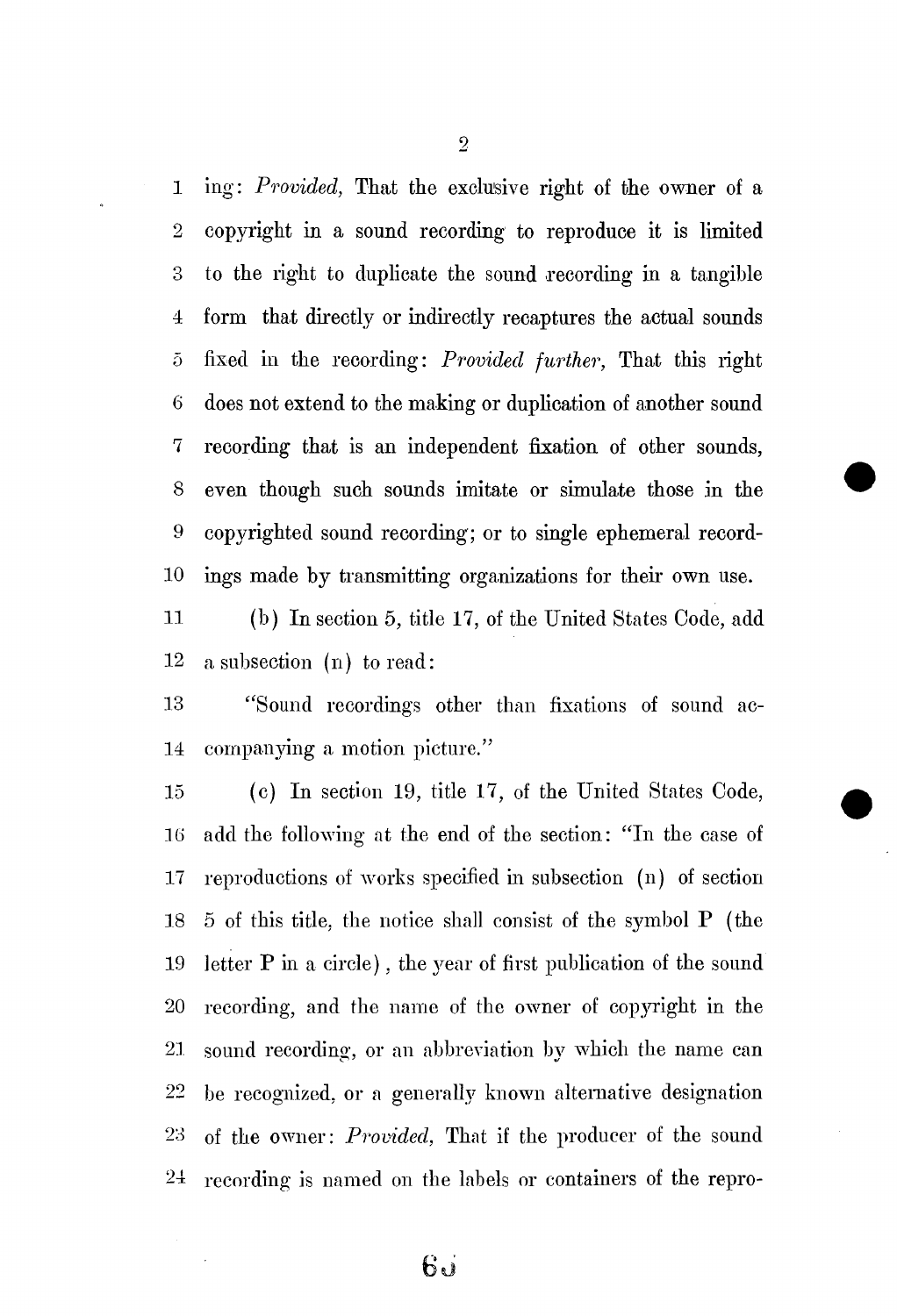ing: *Provided,* That the exclusive right of the owner of a copyright in a sound recording to reproduce it is limited to the right to duplicate the sound recording in a tangible form that directly or indirectly recaptures the actual sounds fixed in the recording: *Provided further,* That this right does not extend to the making or duplication of another sound recording that is an independent fixation of other sounds, even though such sounds imitate or simulate those in the copyrighted sound recording; or to single ephemeral recordings made by transmitting organizations for their own use.

(b) In section 5, title 17, of the United States Code, add a subsection (n) to read:

"Sound recordings other than fixations of sound accompanying a motion picture."

(c) In section 19, title 17, of the United States Code, add the following at the end of the section: "In the case of reproductions of works specified in subsection (n) of section 5 of this title, the notice shall consist of the symbol P (the letter P in a circle), the year of first publication of the sound recording, and the name of the owner of copyright in the sound recording, or an abbreviation by which the name can be recognized, or a generally known alternative designation of the owner: *Provided,* That if the producer of the sound recording is named on the labels or containers of the repro-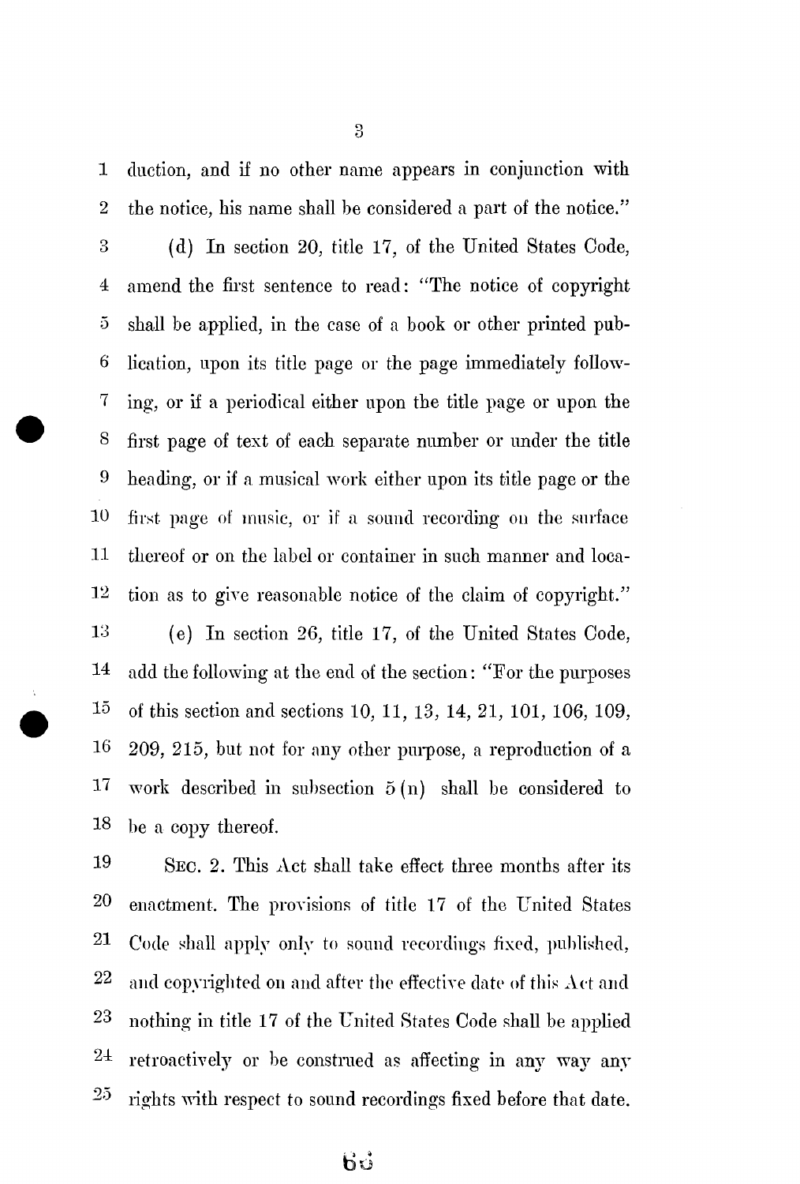duction, and if no other name appears in conjunction with the notice, his name shall be considered a part of the notice."

(d) In section 20, title 17, of the United States Code, amend the first sentence to read: "The notice of copyright shall be applied, in the case of a book or other printed publication, upon its title page or the page immediately following, or if a periodical either upon the title page or upon the first page of text of each separate number or under the title heading, or if a musical work either upon its title page or the first page of music, or if a sound recording on the surface thereof or on the label or container in such manner and location as to give reasonable notice of the claim of copyright."

(e) In section 26, title 17, of the United States Code, add the following at the end of the section: "For the purposes of this section and sections 10, 11, 13, 14, 21, 101, 106, 109, 209, 215, but not for any other purpose, a reproduction of a work described in subsection 5(n) shall be considered to be a copy thereof.

SEC. 2. This Act shall take effect three months after its enactment. The provisions of title 17 of the United States Code shall apply only to sound recordings fixed, published, and copyrighted on and after the effective date of this Act and nothing in title 17 of the United States Code shall be applied retroactively or be construed as affecting in any way any rights with respect to sound recordings fixed before that date.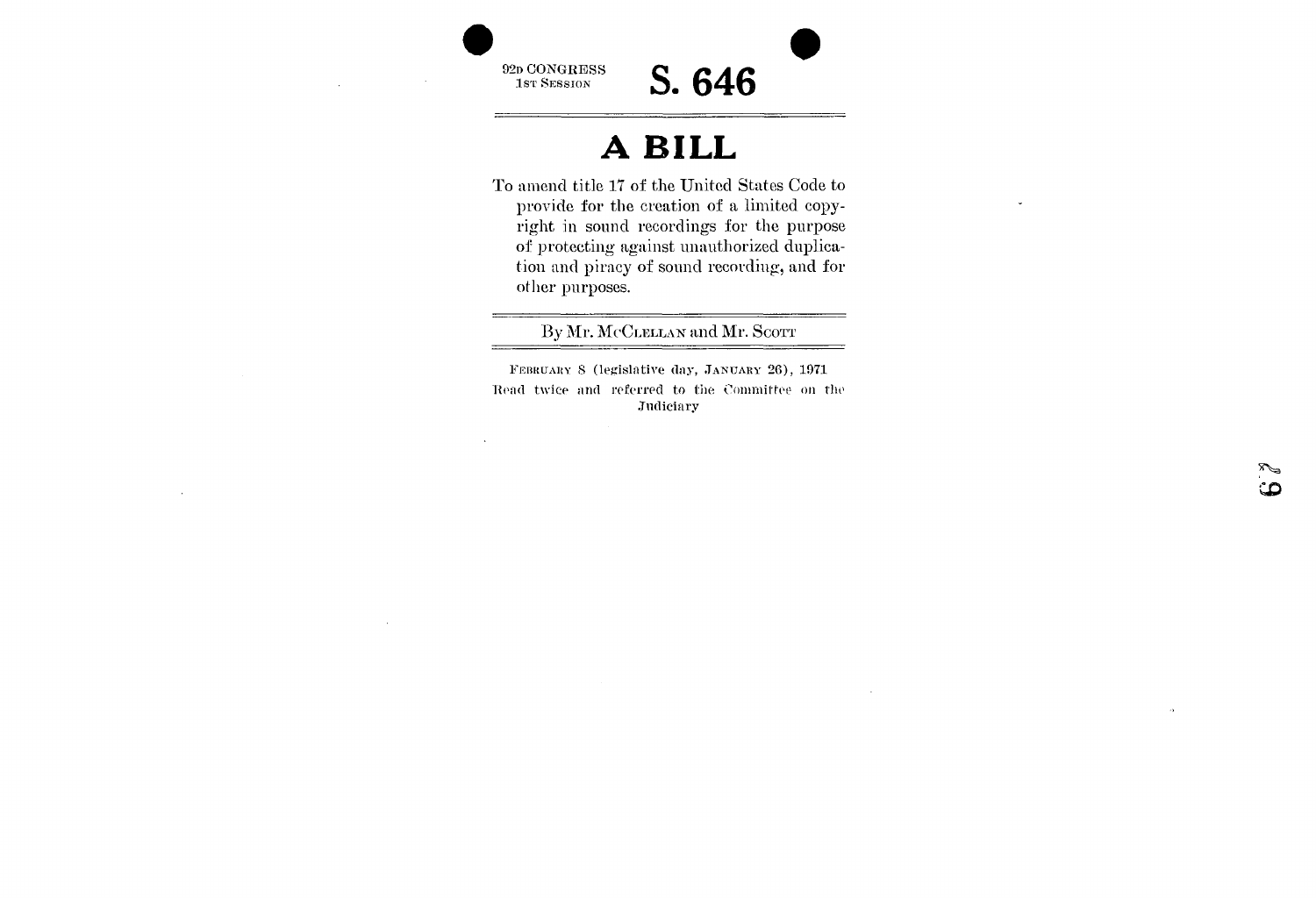92D CONGRESS
1ST SESSION

# S. 646

## A BILL

To amend title 17 of the United States Code to provide for the creation of a limited copyright in sound recordings for the purpose of protecting against unauthorized duplication and piracy of sound recording, and for other purposes.

By Mr. McCLELLAN and Mr. SCOTT

FEBRUARY 8 (legislative day, JANUARY 26), 1971

Read twice and referred to the Committee on the Judiciary